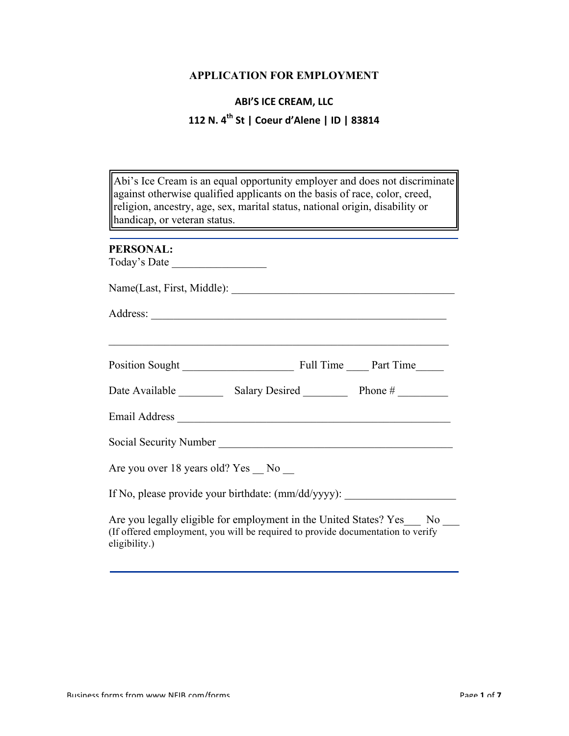# APPLICATION FOR EMPLOYMENT

## ABI'S ICE CREAM, LLC

## 112 N. 4th St | Coeur d'Alene | ID | 83814

> Abi's Ice Cream is an equal opportunity employer and does not discriminate against otherwise qualified applicants on the basis of race, color, creed, religion, ancestry, age, sex, marital status, national origin, disability or handicap, or veteran status.

---

**PERSONAL:**

Today's Date _________________

Name(Last, First, Middle): ________________________________________

Address: ______________________________________________________

_____________________________________________________________

Position Sought ____________________ Full Time ____ Part Time_____

Date Available ________ Salary Desired ________ Phone # _________

Email Address _________________________________________________

Social Security Number __________________________________________

Are you over 18 years old? Yes __ No __

If No, please provide your birthdate: (mm/dd/yyyy): ___________________

Are you legally eligible for employment in the United States? Yes___ No ___
(If offered employment, you will be required to provide documentation to verify eligibility.)

---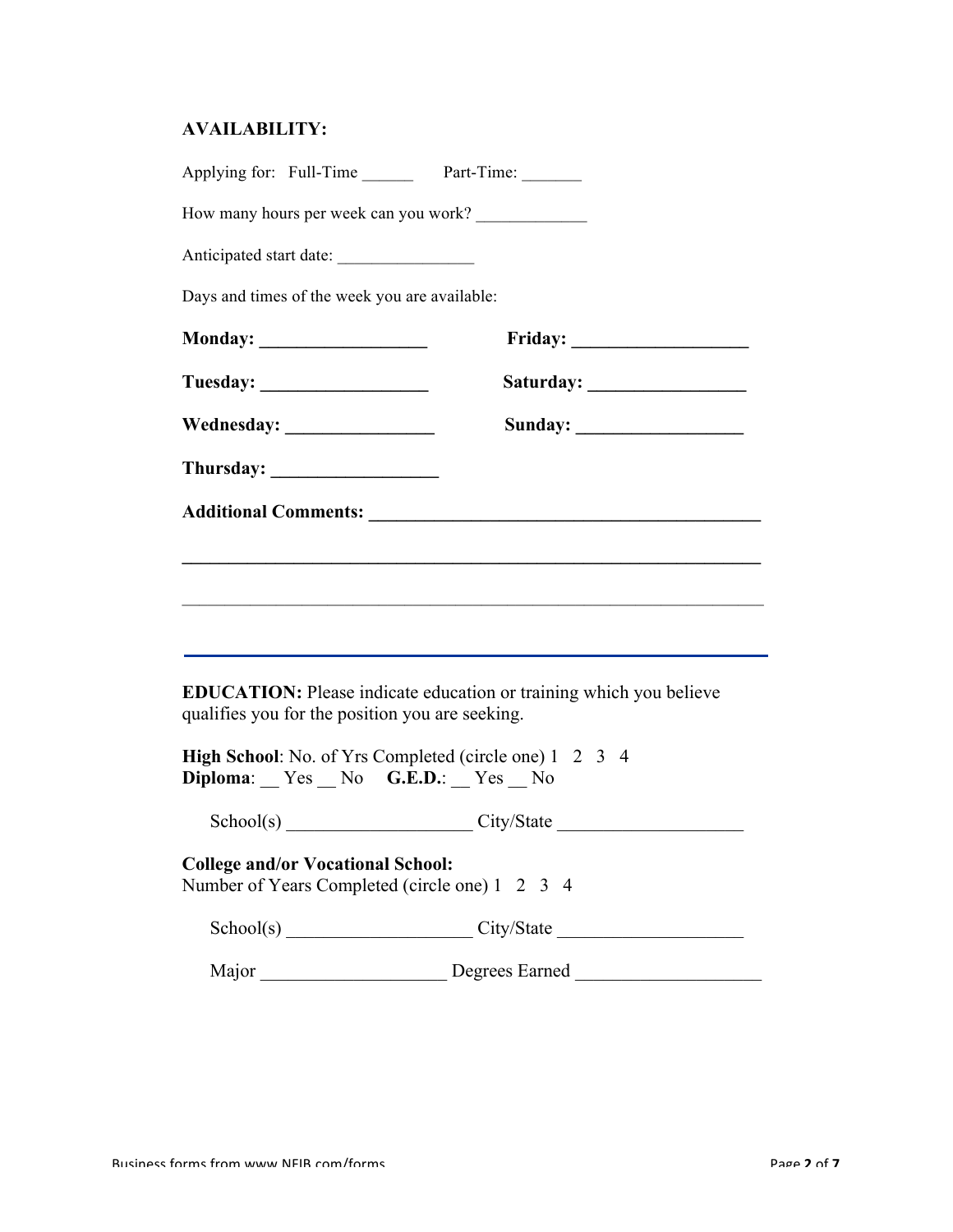**AVAILABILITY:**

Applying for: Full-Time ______ Part-Time: _______

How many hours per week can you work? _____________

Anticipated start date: ________________

Days and times of the week you are available:

**Monday: __________________** **Friday: ___________________**

**Tuesday: __________________** **Saturday: _________________**

**Wednesday: ________________** **Sunday: __________________**

**Thursday: __________________**

**Additional Comments: ___________________________________________**

**______________________________________________________________**

______________________________________________________________

---

**EDUCATION:** Please indicate education or training which you believe qualifies you for the position you are seeking.

**High School**: No. of Yrs Completed (circle one) 1 2 3 4
**Diploma**: __ Yes __ No **G.E.D.**: __ Yes __ No

School(s) ____________________ City/State ____________________

**College and/or Vocational School:**
Number of Years Completed (circle one) 1 2 3 4

School(s) ____________________ City/State ____________________

Major ____________________ Degrees Earned ____________________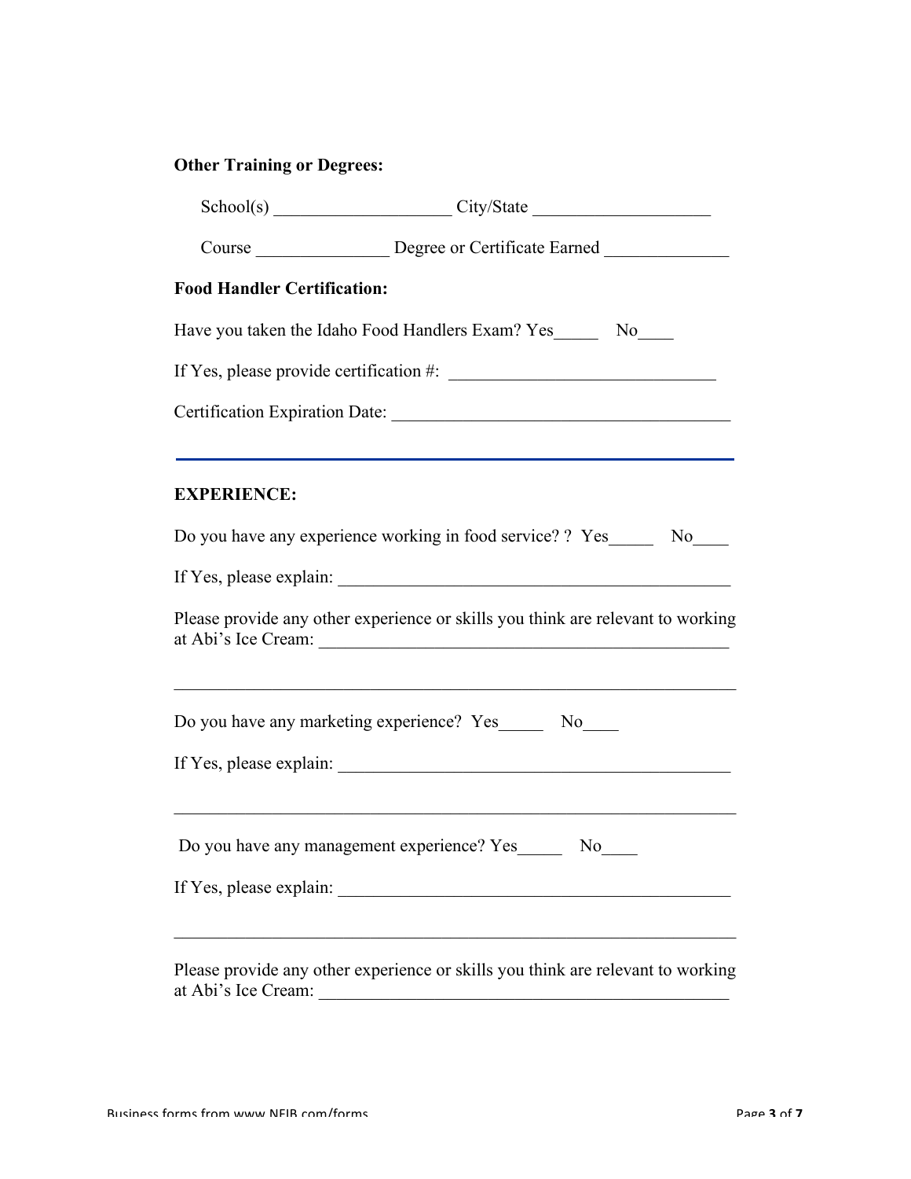**Other Training or Degrees:**

School(s) ____________________ City/State ____________________

Course _______________ Degree or Certificate Earned ______________

**Food Handler Certification:**

Have you taken the Idaho Food Handlers Exam? Yes_____ No____

If Yes, please provide certification #: ______________________________

Certification Expiration Date: _______________________________________

---

**EXPERIENCE:**

Do you have any experience working in food service? ? Yes_____ No____

If Yes, please explain: _____________________________________________

Please provide any other experience or skills you think are relevant to working at Abi's Ice Cream: _______________________________________________

_________________________________________________________________

Do you have any marketing experience? Yes_____ No____

If Yes, please explain: _____________________________________________

_________________________________________________________________

Do you have any management experience? Yes_____ No____

If Yes, please explain: _____________________________________________

_________________________________________________________________

Please provide any other experience or skills you think are relevant to working at Abi's Ice Cream: _______________________________________________

Business forms from www.NFIB.com/forms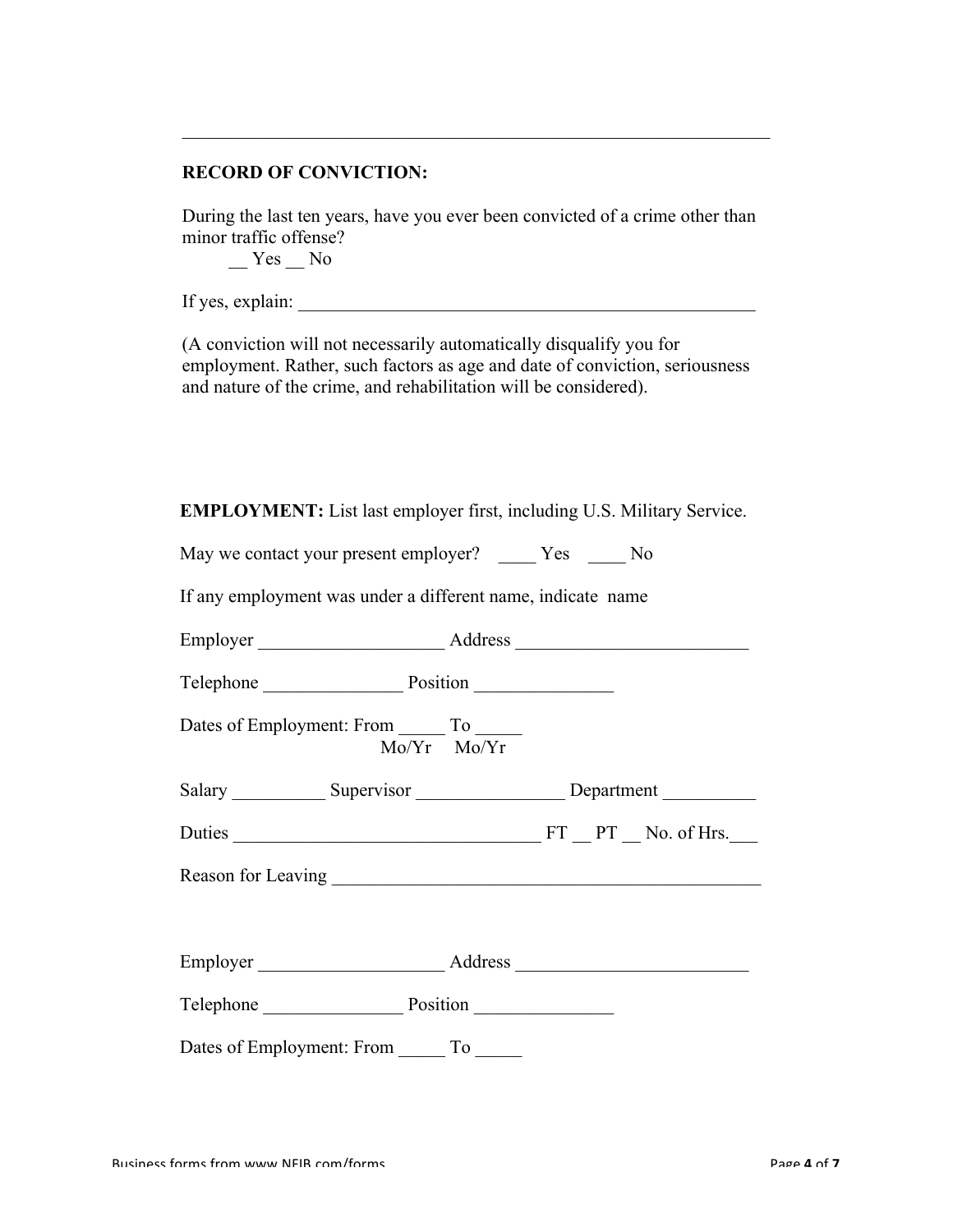---

**RECORD OF CONVICTION:**

During the last ten years, have you ever been convicted of a crime other than minor traffic offense?

__ Yes __ No

If yes, explain: ____________________________________________________

(A conviction will not necessarily automatically disqualify you for employment. Rather, such factors as age and date of conviction, seriousness and nature of the crime, and rehabilitation will be considered).

**EMPLOYMENT:** List last employer first, including U.S. Military Service.

May we contact your present employer? ____ Yes ____ No

If any employment was under a different name, indicate name

Employer ____________________ Address _________________________

Telephone _______________ Position _______________

Dates of Employment: From _____ To _____
Mo/Yr Mo/Yr

Salary __________ Supervisor ________________ Department __________

Duties _________________________________ FT __ PT __ No. of Hrs.___

Reason for Leaving _______________________________________________

Employer ____________________ Address _________________________

Telephone _______________ Position _______________

Dates of Employment: From _____ To _____

Business forms from www.NFIB.com/forms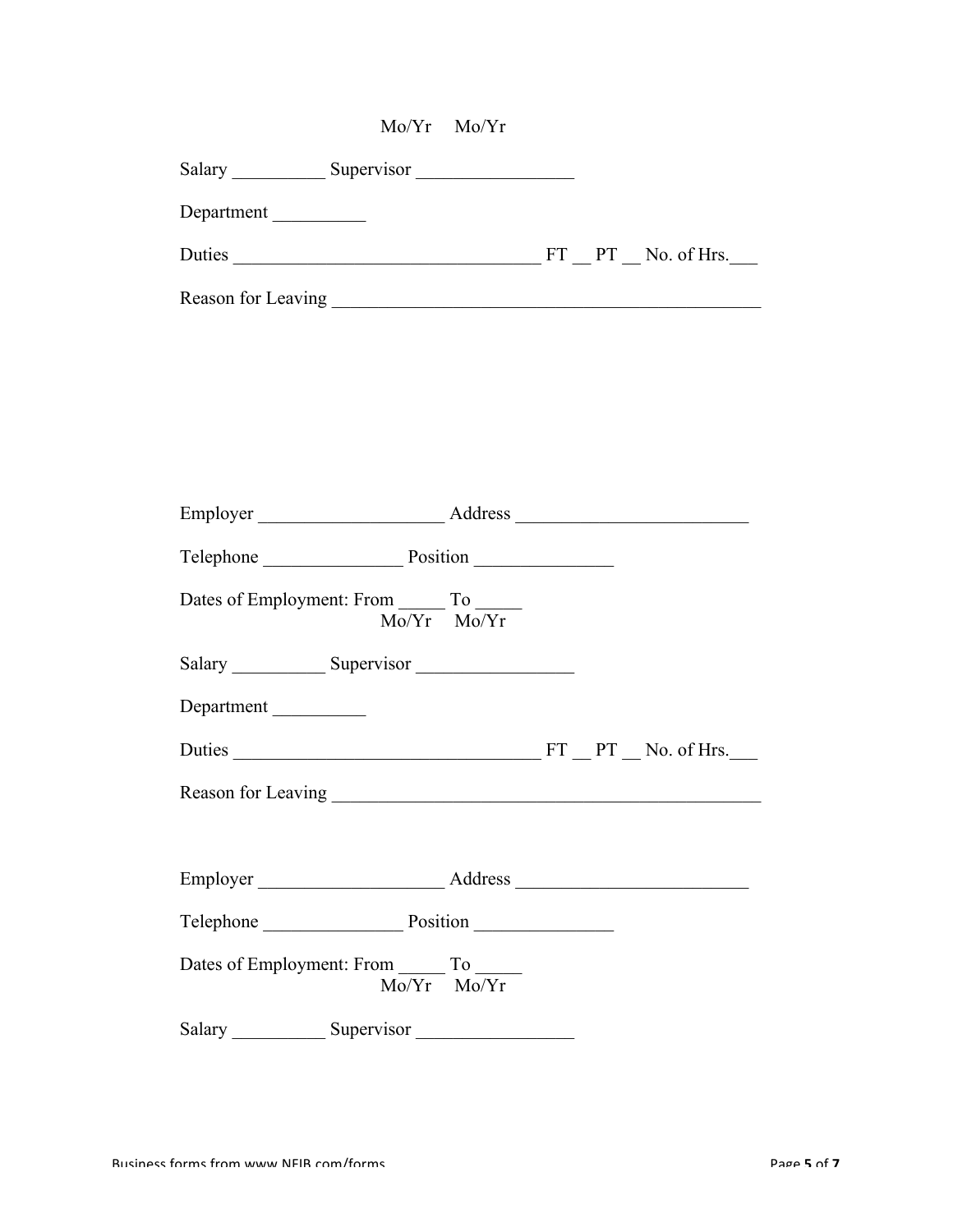Mo/Yr Mo/Yr

Salary __________ Supervisor _________________

Department __________

Duties _________________________________ FT __ PT __ No. of Hrs.___

Reason for Leaving _______________________________________________

Employer ____________________ Address _________________________

Telephone _______________ Position _______________

Dates of Employment: From _____ To _____
Mo/Yr Mo/Yr

Salary __________ Supervisor _________________

Department __________

Duties _________________________________ FT __ PT __ No. of Hrs.___

Reason for Leaving _______________________________________________

Employer ____________________ Address _________________________

Telephone _______________ Position _______________

Dates of Employment: From _____ To _____
Mo/Yr Mo/Yr

Salary __________ Supervisor _________________

Business forms from www.NFIB.com/forms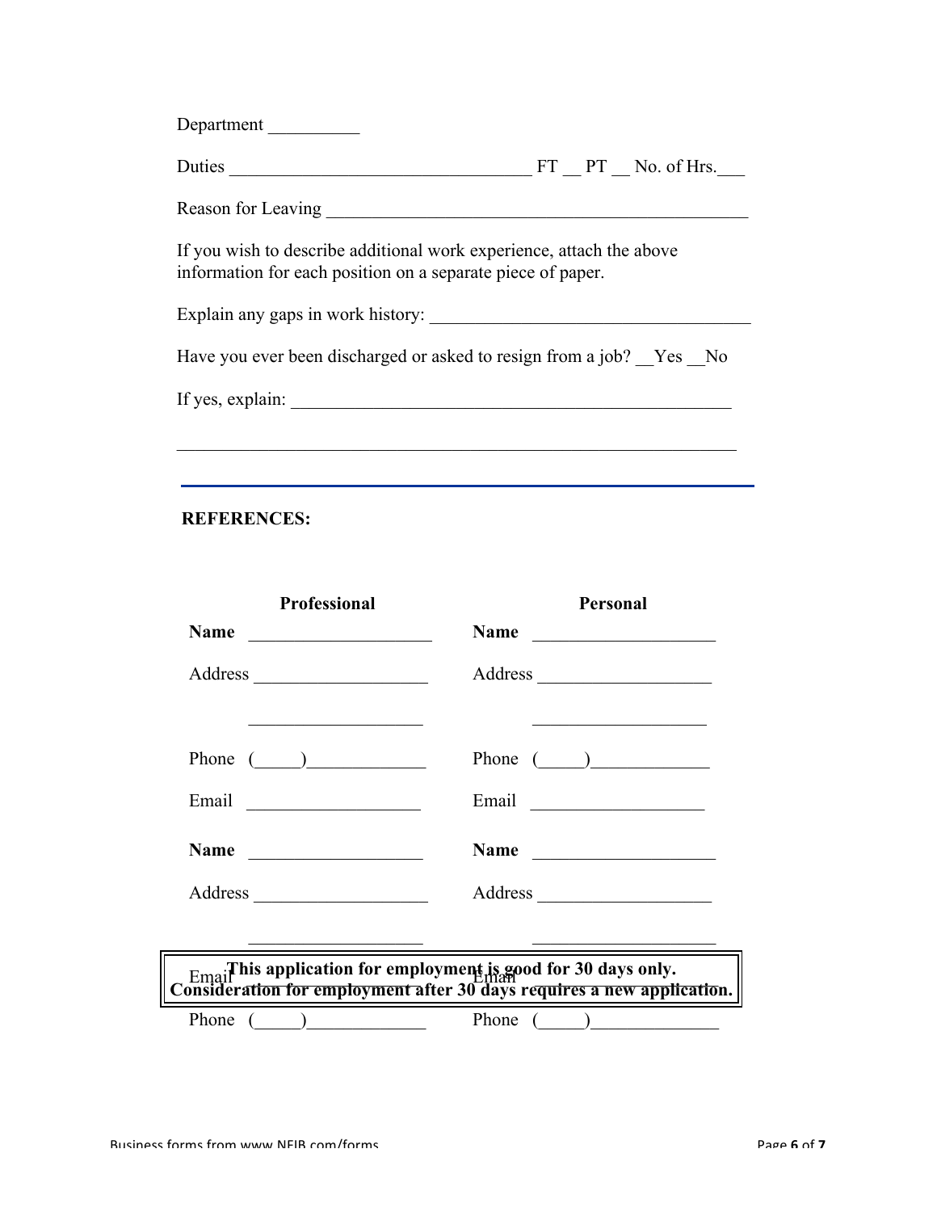Department __________

Duties _________________________________ FT __ PT __ No. of Hrs.___

Reason for Leaving _______________________________________________

If you wish to describe additional work experience, attach the above information for each position on a separate piece of paper.

Explain any gaps in work history: ___________________________________

Have you ever been discharged or asked to resign from a job? __Yes __No

If yes, explain: __________________________________________________

_______________________________________________________________

---

**REFERENCES:**

| **Professional** | **Personal** |
|---|---|
| **Name** ____________________ | **Name** ____________________ |
| Address ___________________ | Address ___________________ |
| ____________________ | ____________________ |
| Phone (_____)_____________ | Phone (_____)_____________ |
| Email ___________________ | Email ___________________ |
| **Name** ___________________ | **Name** ____________________ |
| Address ___________________ | Address ___________________ |
| ____________________ | ____________________ |
| Email ___________________ | Email ___________________ |
| Phone (_____)_____________ | Phone (_____)______________ |

**This application for employment is good for 30 days only.**
**Consideration for employment after 30 days requires a new application.**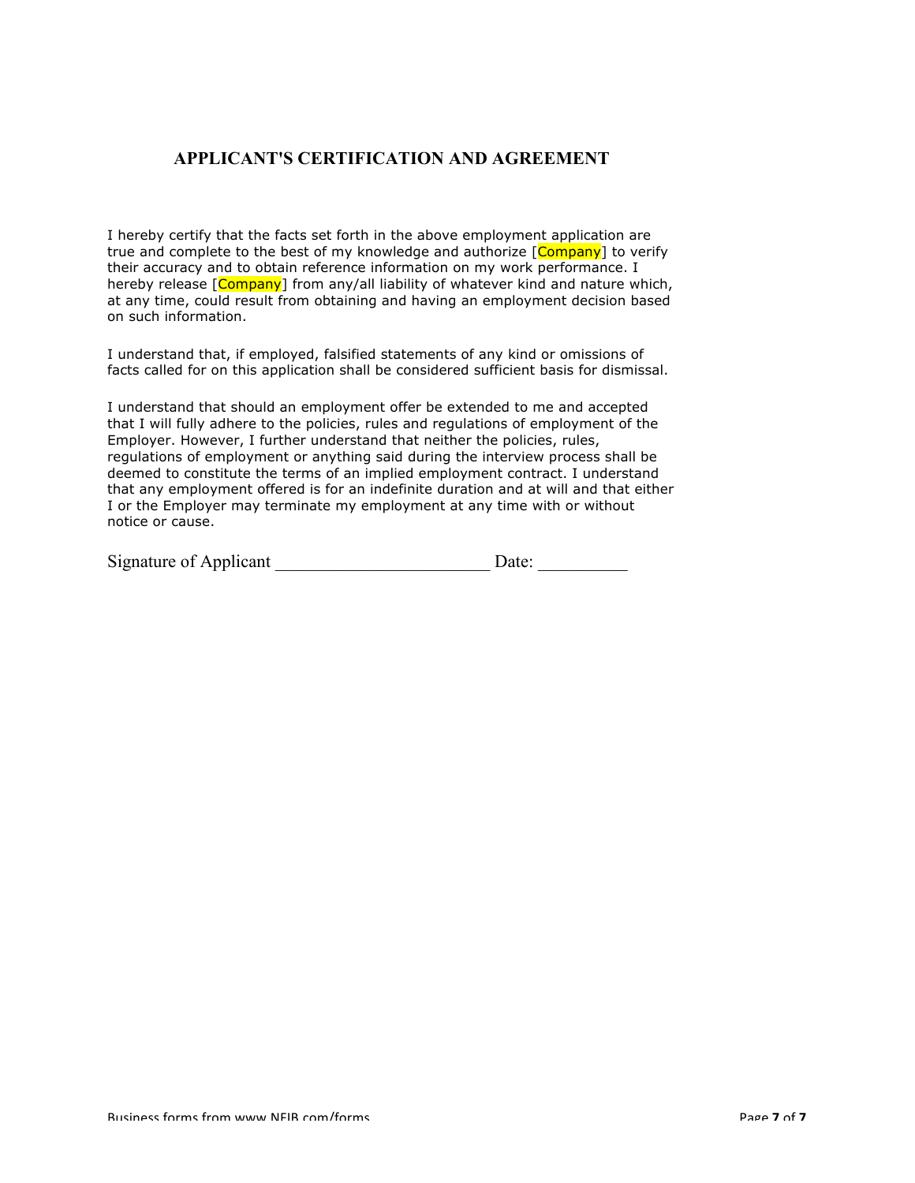## APPLICANT'S CERTIFICATION AND AGREEMENT

I hereby certify that the facts set forth in the above employment application are true and complete to the best of my knowledge and authorize [Company] to verify their accuracy and to obtain reference information on my work performance. I hereby release [Company] from any/all liability of whatever kind and nature which, at any time, could result from obtaining and having an employment decision based on such information.

I understand that, if employed, falsified statements of any kind or omissions of facts called for on this application shall be considered sufficient basis for dismissal.

I understand that should an employment offer be extended to me and accepted that I will fully adhere to the policies, rules and regulations of employment of the Employer. However, I further understand that neither the policies, rules, regulations of employment or anything said during the interview process shall be deemed to constitute the terms of an implied employment contract. I understand that any employment offered is for an indefinite duration and at will and that either I or the Employer may terminate my employment at any time with or without notice or cause.

Signature of Applicant _______________________ Date: _________

Business forms from www.NFIB.com/forms